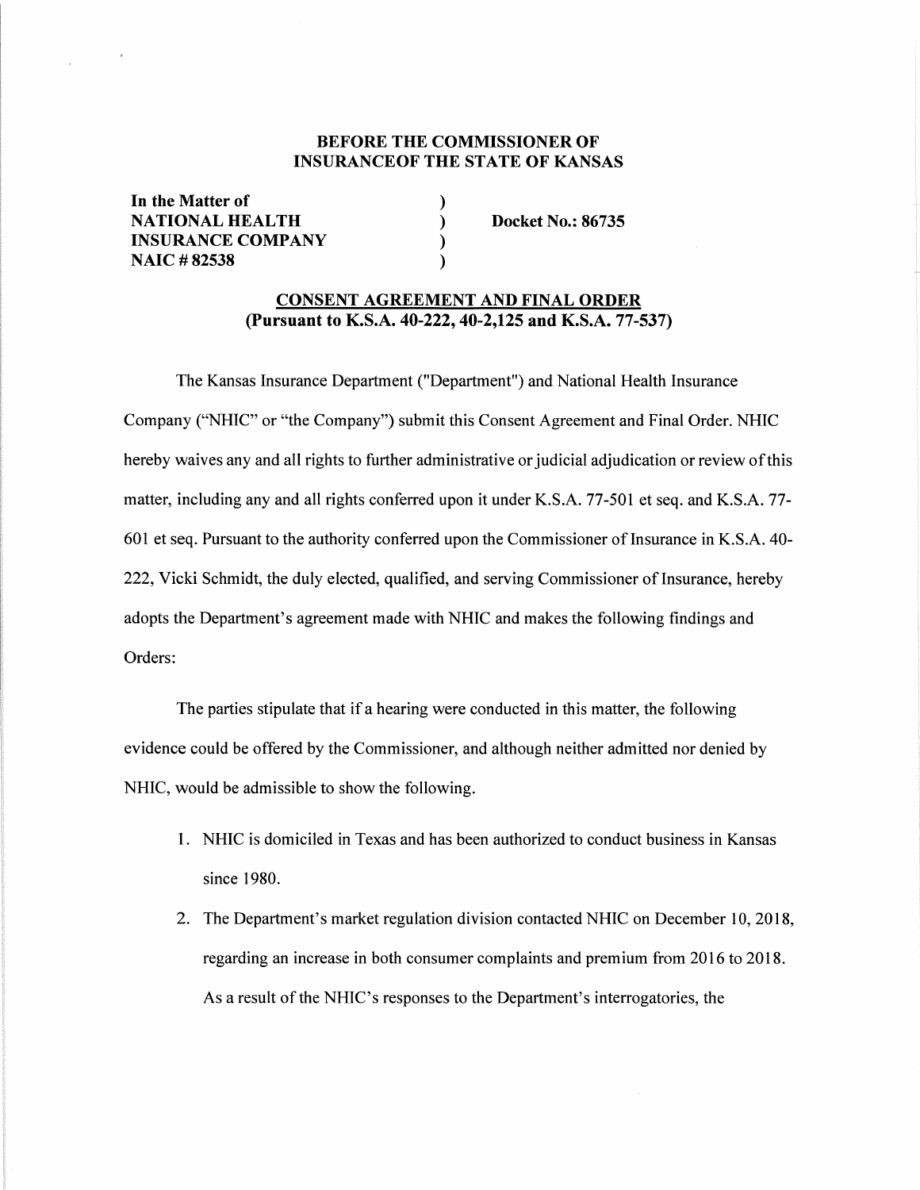**BEFORE THE COMMISSIONER OF INSURANCEOF THE STATE OF KANSAS**

**In the Matter of**
**NATIONAL HEALTH INSURANCE COMPANY**
**NAIC # 82538**

**Docket No.: 86735**

**CONSENT AGREEMENT AND FINAL ORDER**
**(Pursuant to K.S.A. 40-222, 40-2,125 and K.S.A. 77-537)**

The Kansas Insurance Department ("Department") and National Health Insurance Company ("NHIC" or "the Company") submit this Consent Agreement and Final Order. NHIC hereby waives any and all rights to further administrative or judicial adjudication or review of this matter, including any and all rights conferred upon it under K.S.A. 77-501 et seq. and K.S.A. 77-601 et seq. Pursuant to the authority conferred upon the Commissioner of Insurance in K.S.A. 40-222, Vicki Schmidt, the duly elected, qualified, and serving Commissioner of Insurance, hereby adopts the Department's agreement made with NHIC and makes the following findings and Orders:

The parties stipulate that if a hearing were conducted in this matter, the following evidence could be offered by the Commissioner, and although neither admitted nor denied by NHIC, would be admissible to show the following.

1. NHIC is domiciled in Texas and has been authorized to conduct business in Kansas since 1980.
2. The Department's market regulation division contacted NHIC on December 10, 2018, regarding an increase in both consumer complaints and premium from 2016 to 2018. As a result of the NHIC's responses to the Department's interrogatories, the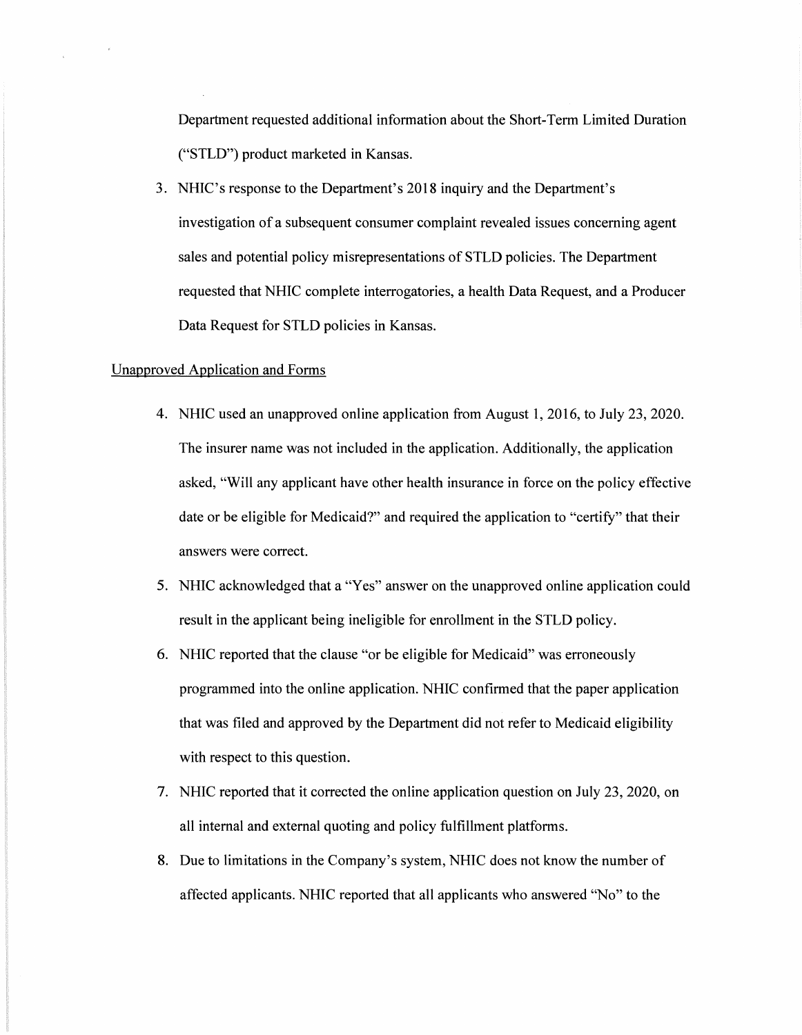Department requested additional information about the Short-Term Limited Duration ("STLD") product marketed in Kansas.

3. NHIC's response to the Department's 2018 inquiry and the Department's investigation of a subsequent consumer complaint revealed issues concerning agent sales and potential policy misrepresentations of STLD policies. The Department requested that NHIC complete interrogatories, a health Data Request, and a Producer Data Request for STLD policies in Kansas.

<u>Unapproved Application and Forms</u>

4. NHIC used an unapproved online application from August 1, 2016, to July 23, 2020. The insurer name was not included in the application. Additionally, the application asked, "Will any applicant have other health insurance in force on the policy effective date or be eligible for Medicaid?" and required the application to "certify" that their answers were correct.
5. NHIC acknowledged that a "Yes" answer on the unapproved online application could result in the applicant being ineligible for enrollment in the STLD policy.
6. NHIC reported that the clause "or be eligible for Medicaid" was erroneously programmed into the online application. NHIC confirmed that the paper application that was filed and approved by the Department did not refer to Medicaid eligibility with respect to this question.
7. NHIC reported that it corrected the online application question on July 23, 2020, on all internal and external quoting and policy fulfillment platforms.
8. Due to limitations in the Company's system, NHIC does not know the number of affected applicants. NHIC reported that all applicants who answered "No" to the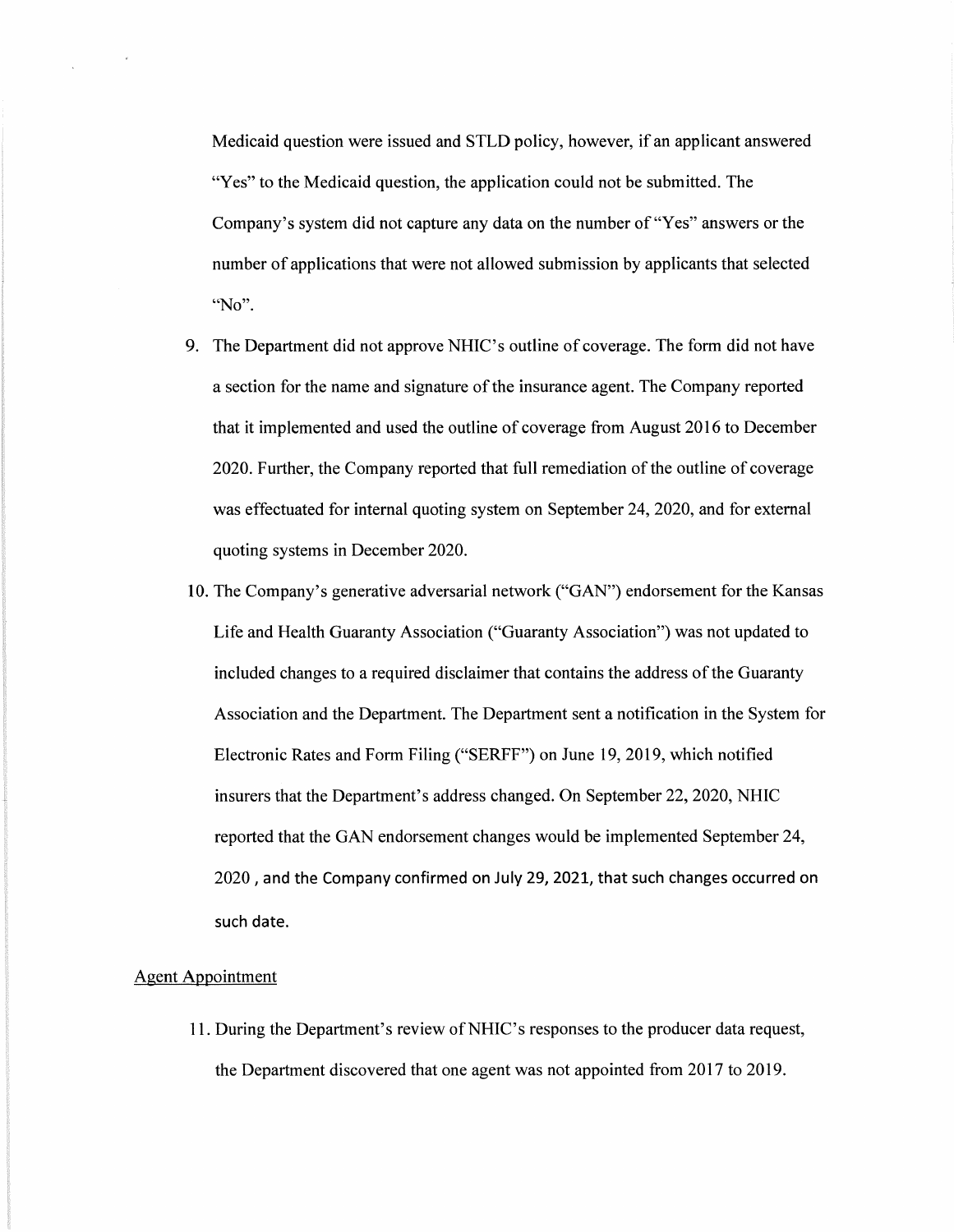Medicaid question were issued and STLD policy, however, if an applicant answered "Yes" to the Medicaid question, the application could not be submitted. The Company's system did not capture any data on the number of "Yes" answers or the number of applications that were not allowed submission by applicants that selected "No".

9. The Department did not approve NHIC's outline of coverage. The form did not have a section for the name and signature of the insurance agent. The Company reported that it implemented and used the outline of coverage from August 2016 to December 2020. Further, the Company reported that full remediation of the outline of coverage was effectuated for internal quoting system on September 24, 2020, and for external quoting systems in December 2020.

10. The Company's generative adversarial network ("GAN") endorsement for the Kansas Life and Health Guaranty Association ("Guaranty Association") was not updated to included changes to a required disclaimer that contains the address of the Guaranty Association and the Department. The Department sent a notification in the System for Electronic Rates and Form Filing ("SERFF") on June 19, 2019, which notified insurers that the Department's address changed. On September 22, 2020, NHIC reported that the GAN endorsement changes would be implemented September 24, 2020 , and the Company confirmed on July 29, 2021, that such changes occurred on such date.

Agent Appointment

11. During the Department's review of NHIC's responses to the producer data request, the Department discovered that one agent was not appointed from 2017 to 2019.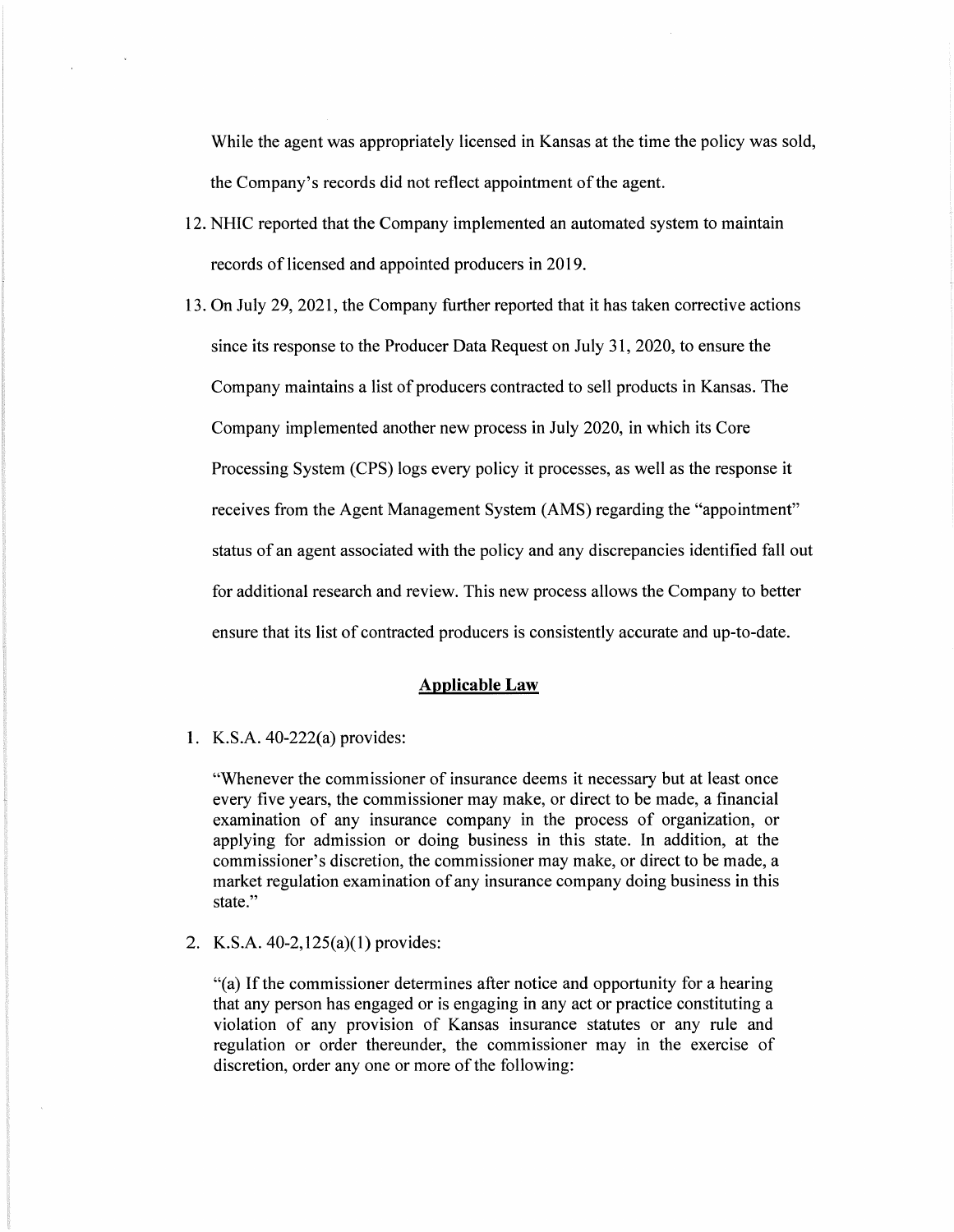While the agent was appropriately licensed in Kansas at the time the policy was sold, the Company's records did not reflect appointment of the agent.

12. NHIC reported that the Company implemented an automated system to maintain records of licensed and appointed producers in 2019.

13. On July 29, 2021, the Company further reported that it has taken corrective actions since its response to the Producer Data Request on July 31, 2020, to ensure the Company maintains a list of producers contracted to sell products in Kansas. The Company implemented another new process in July 2020, in which its Core Processing System (CPS) logs every policy it processes, as well as the response it receives from the Agent Management System (AMS) regarding the "appointment" status of an agent associated with the policy and any discrepancies identified fall out for additional research and review. This new process allows the Company to better ensure that its list of contracted producers is consistently accurate and up-to-date.

## Applicable Law

1. K.S.A. 40-222(a) provides:

   "Whenever the commissioner of insurance deems it necessary but at least once every five years, the commissioner may make, or direct to be made, a financial examination of any insurance company in the process of organization, or applying for admission or doing business in this state. In addition, at the commissioner's discretion, the commissioner may make, or direct to be made, a market regulation examination of any insurance company doing business in this state."

2. K.S.A. 40-2,125(a)(1) provides:

   "(a) If the commissioner determines after notice and opportunity for a hearing that any person has engaged or is engaging in any act or practice constituting a violation of any provision of Kansas insurance statutes or any rule and regulation or order thereunder, the commissioner may in the exercise of discretion, order any one or more of the following: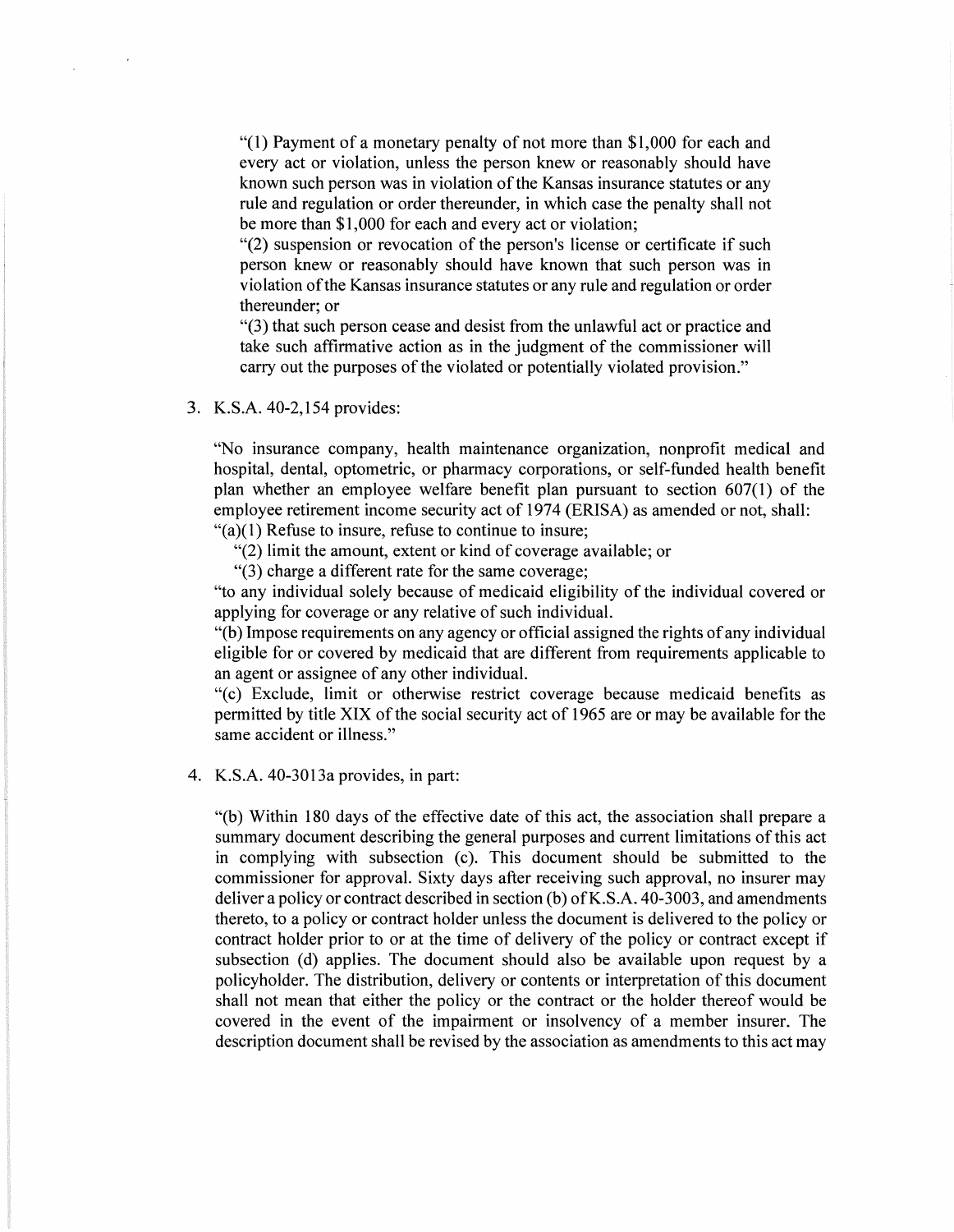"(1) Payment of a monetary penalty of not more than $1,000 for each and every act or violation, unless the person knew or reasonably should have known such person was in violation of the Kansas insurance statutes or any rule and regulation or order thereunder, in which case the penalty shall not be more than $1,000 for each and every act or violation;

"(2) suspension or revocation of the person's license or certificate if such person knew or reasonably should have known that such person was in violation of the Kansas insurance statutes or any rule and regulation or order thereunder; or

"(3) that such person cease and desist from the unlawful act or practice and take such affirmative action as in the judgment of the commissioner will carry out the purposes of the violated or potentially violated provision."

3. K.S.A. 40-2,154 provides:

"No insurance company, health maintenance organization, nonprofit medical and hospital, dental, optometric, or pharmacy corporations, or self-funded health benefit plan whether an employee welfare benefit plan pursuant to section 607(1) of the employee retirement income security act of 1974 (ERISA) as amended or not, shall:

"(a)(1) Refuse to insure, refuse to continue to insure;

"(2) limit the amount, extent or kind of coverage available; or

"(3) charge a different rate for the same coverage;

"to any individual solely because of medicaid eligibility of the individual covered or applying for coverage or any relative of such individual.

"(b) Impose requirements on any agency or official assigned the rights of any individual eligible for or covered by medicaid that are different from requirements applicable to an agent or assignee of any other individual.

"(c) Exclude, limit or otherwise restrict coverage because medicaid benefits as permitted by title XIX of the social security act of 1965 are or may be available for the same accident or illness."

4. K.S.A. 40-3013a provides, in part:

"(b) Within 180 days of the effective date of this act, the association shall prepare a summary document describing the general purposes and current limitations of this act in complying with subsection (c). This document should be submitted to the commissioner for approval. Sixty days after receiving such approval, no insurer may deliver a policy or contract described in section (b) of K.S.A. 40-3003, and amendments thereto, to a policy or contract holder unless the document is delivered to the policy or contract holder prior to or at the time of delivery of the policy or contract except if subsection (d) applies. The document should also be available upon request by a policyholder. The distribution, delivery or contents or interpretation of this document shall not mean that either the policy or the contract or the holder thereof would be covered in the event of the impairment or insolvency of a member insurer. The description document shall be revised by the association as amendments to this act may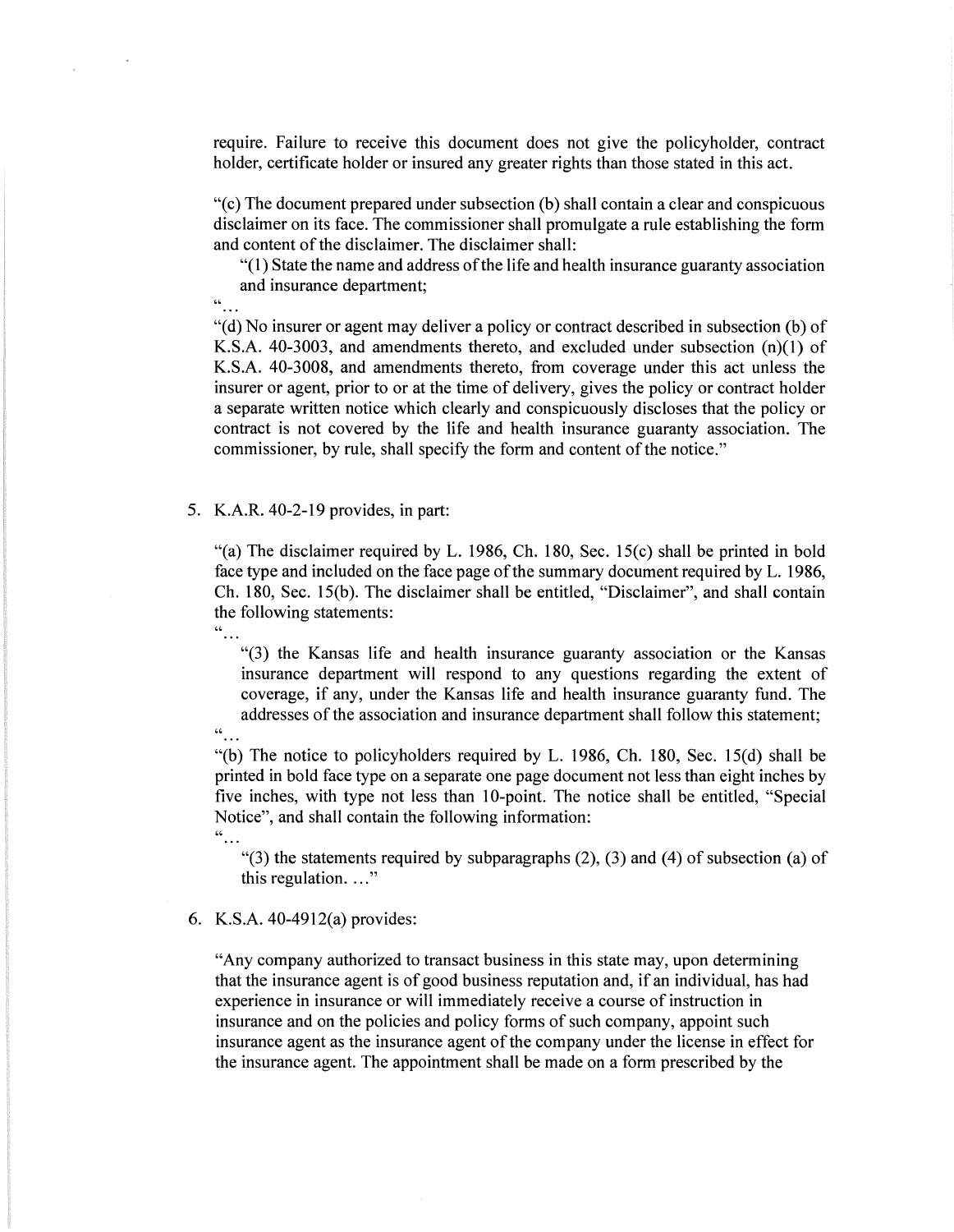require. Failure to receive this document does not give the policyholder, contract holder, certificate holder or insured any greater rights than those stated in this act.

"(c) The document prepared under subsection (b) shall contain a clear and conspicuous disclaimer on its face. The commissioner shall promulgate a rule establishing the form and content of the disclaimer. The disclaimer shall:

> "(1) State the name and address of the life and health insurance guaranty association and insurance department;

"...

"(d) No insurer or agent may deliver a policy or contract described in subsection (b) of K.S.A. 40-3003, and amendments thereto, and excluded under subsection (n)(1) of K.S.A. 40-3008, and amendments thereto, from coverage under this act unless the insurer or agent, prior to or at the time of delivery, gives the policy or contract holder a separate written notice which clearly and conspicuously discloses that the policy or contract is not covered by the life and health insurance guaranty association. The commissioner, by rule, shall specify the form and content of the notice."

5. K.A.R. 40-2-19 provides, in part:

"(a) The disclaimer required by L. 1986, Ch. 180, Sec. 15(c) shall be printed in bold face type and included on the face page of the summary document required by L. 1986, Ch. 180, Sec. 15(b). The disclaimer shall be entitled, "Disclaimer", and shall contain the following statements:

"...

> "(3) the Kansas life and health insurance guaranty association or the Kansas insurance department will respond to any questions regarding the extent of coverage, if any, under the Kansas life and health insurance guaranty fund. The addresses of the association and insurance department shall follow this statement;

"...

"(b) The notice to policyholders required by L. 1986, Ch. 180, Sec. 15(d) shall be printed in bold face type on a separate one page document not less than eight inches by five inches, with type not less than 10-point. The notice shall be entitled, "Special Notice", and shall contain the following information:

"...

> "(3) the statements required by subparagraphs (2), (3) and (4) of subsection (a) of this regulation. ..."

6. K.S.A. 40-4912(a) provides:

"Any company authorized to transact business in this state may, upon determining that the insurance agent is of good business reputation and, if an individual, has had experience in insurance or will immediately receive a course of instruction in insurance and on the policies and policy forms of such company, appoint such insurance agent as the insurance agent of the company under the license in effect for the insurance agent. The appointment shall be made on a form prescribed by the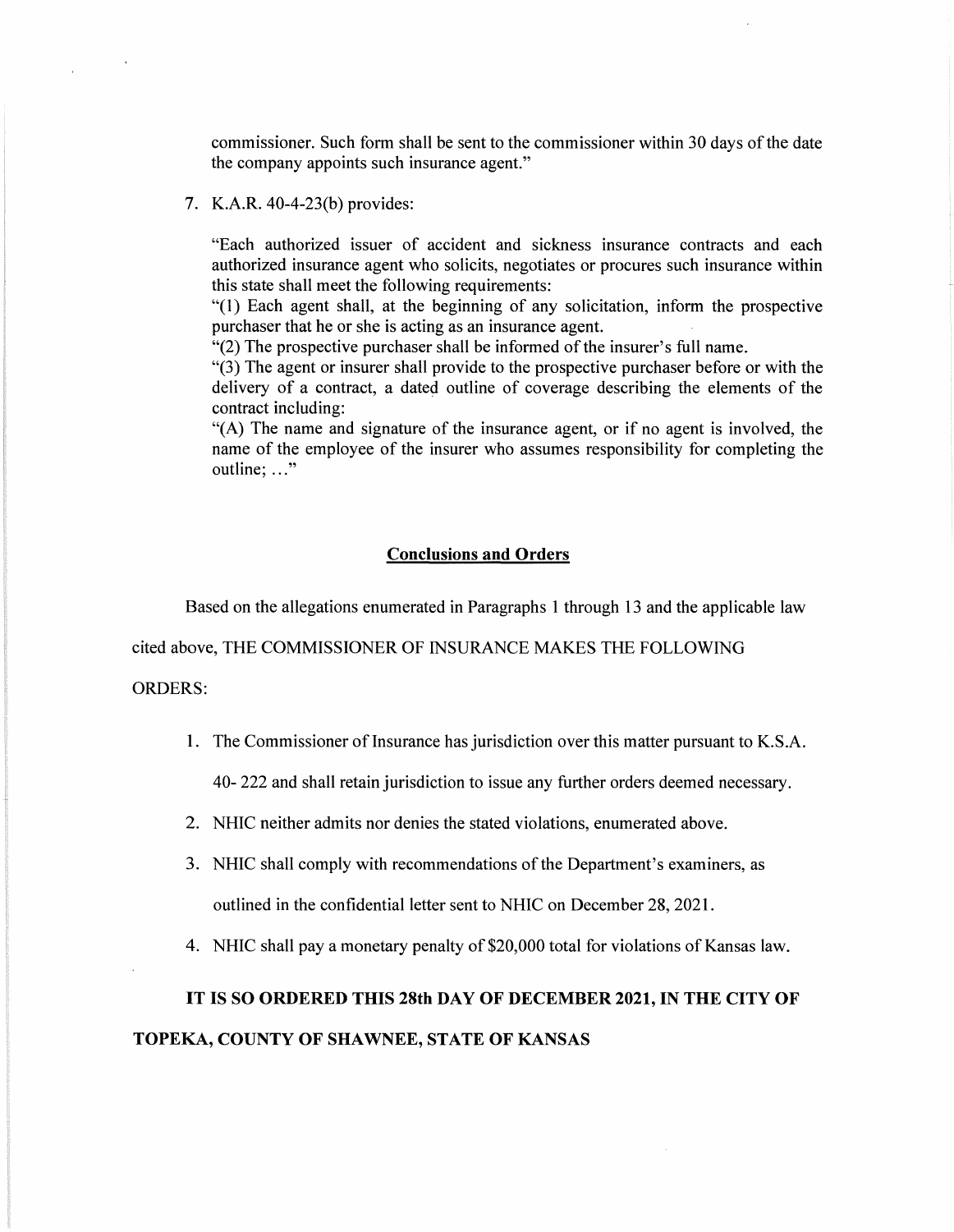commissioner. Such form shall be sent to the commissioner within 30 days of the date the company appoints such insurance agent."

7. K.A.R. 40-4-23(b) provides:

"Each authorized issuer of accident and sickness insurance contracts and each authorized insurance agent who solicits, negotiates or procures such insurance within this state shall meet the following requirements:
"(1) Each agent shall, at the beginning of any solicitation, inform the prospective purchaser that he or she is acting as an insurance agent.
"(2) The prospective purchaser shall be informed of the insurer's full name.
"(3) The agent or insurer shall provide to the prospective purchaser before or with the delivery of a contract, a dated outline of coverage describing the elements of the contract including:
"(A) The name and signature of the insurance agent, or if no agent is involved, the name of the employee of the insurer who assumes responsibility for completing the outline; ..."

## Conclusions and Orders

Based on the allegations enumerated in Paragraphs 1 through 13 and the applicable law cited above, THE COMMISSIONER OF INSURANCE MAKES THE FOLLOWING ORDERS:

1. The Commissioner of Insurance has jurisdiction over this matter pursuant to K.S.A. 40- 222 and shall retain jurisdiction to issue any further orders deemed necessary.
2. NHIC neither admits nor denies the stated violations, enumerated above.
3. NHIC shall comply with recommendations of the Department's examiners, as outlined in the confidential letter sent to NHIC on December 28, 2021.
4. NHIC shall pay a monetary penalty of $20,000 total for violations of Kansas law.

**IT IS SO ORDERED THIS 28th DAY OF DECEMBER 2021, IN THE CITY OF TOPEKA, COUNTY OF SHAWNEE, STATE OF KANSAS**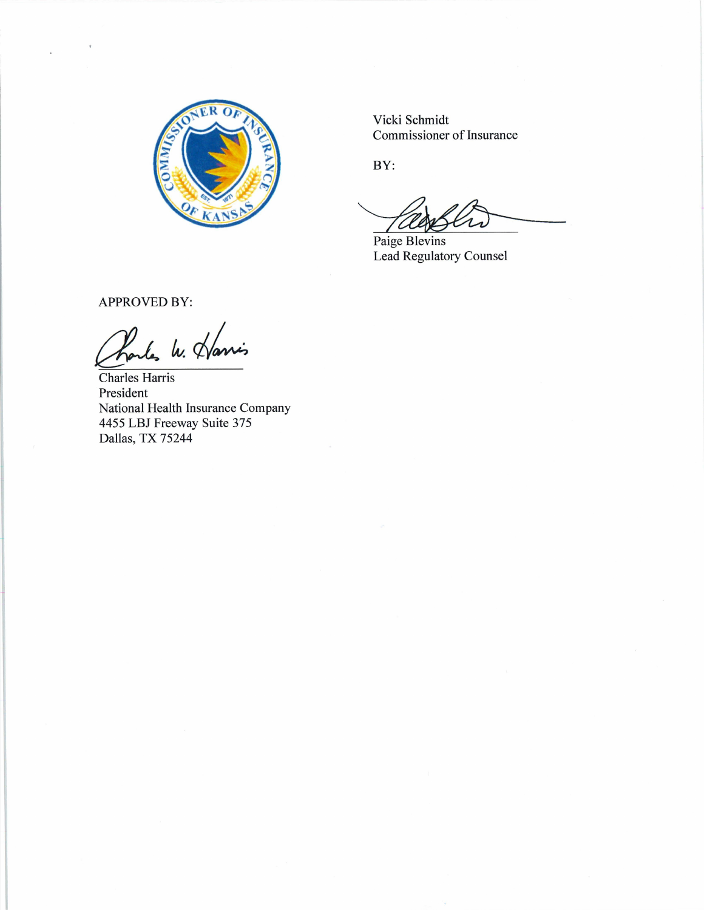Vicki Schmidt
Commissioner of Insurance

BY:

Paige Blevins
Lead Regulatory Counsel

APPROVED BY:

Charles Harris
President
National Health Insurance Company
4455 LBJ Freeway Suite 375
Dallas, TX 75244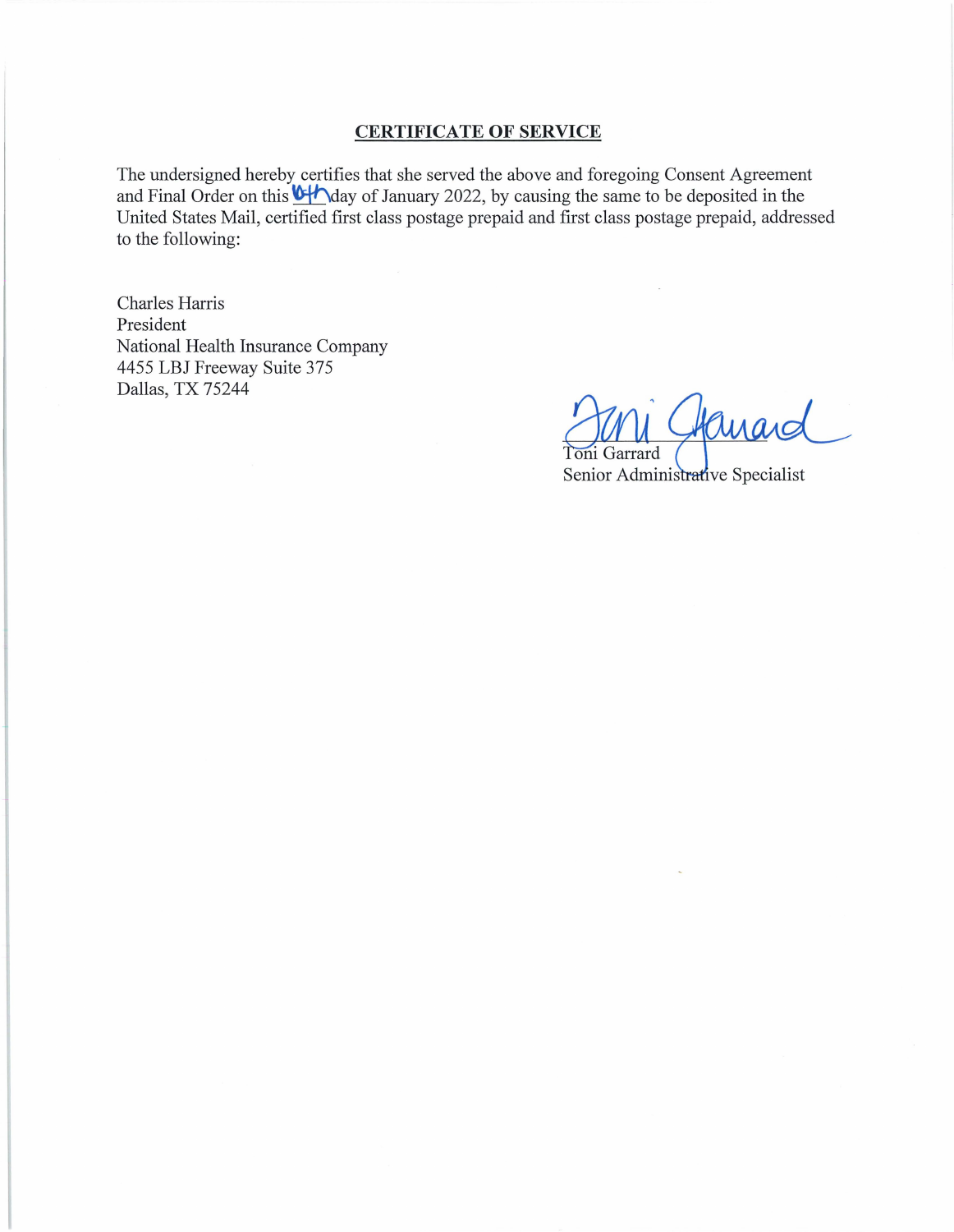## CERTIFICATE OF SERVICE

The undersigned hereby certifies that she served the above and foregoing Consent Agreement and Final Order on this 6th day of January 2022, by causing the same to be deposited in the United States Mail, certified first class postage prepaid and first class postage prepaid, addressed to the following:

Charles Harris
President
National Health Insurance Company
4455 LBJ Freeway Suite 375
Dallas, TX 75244

Toni Garrard
Senior Administrative Specialist